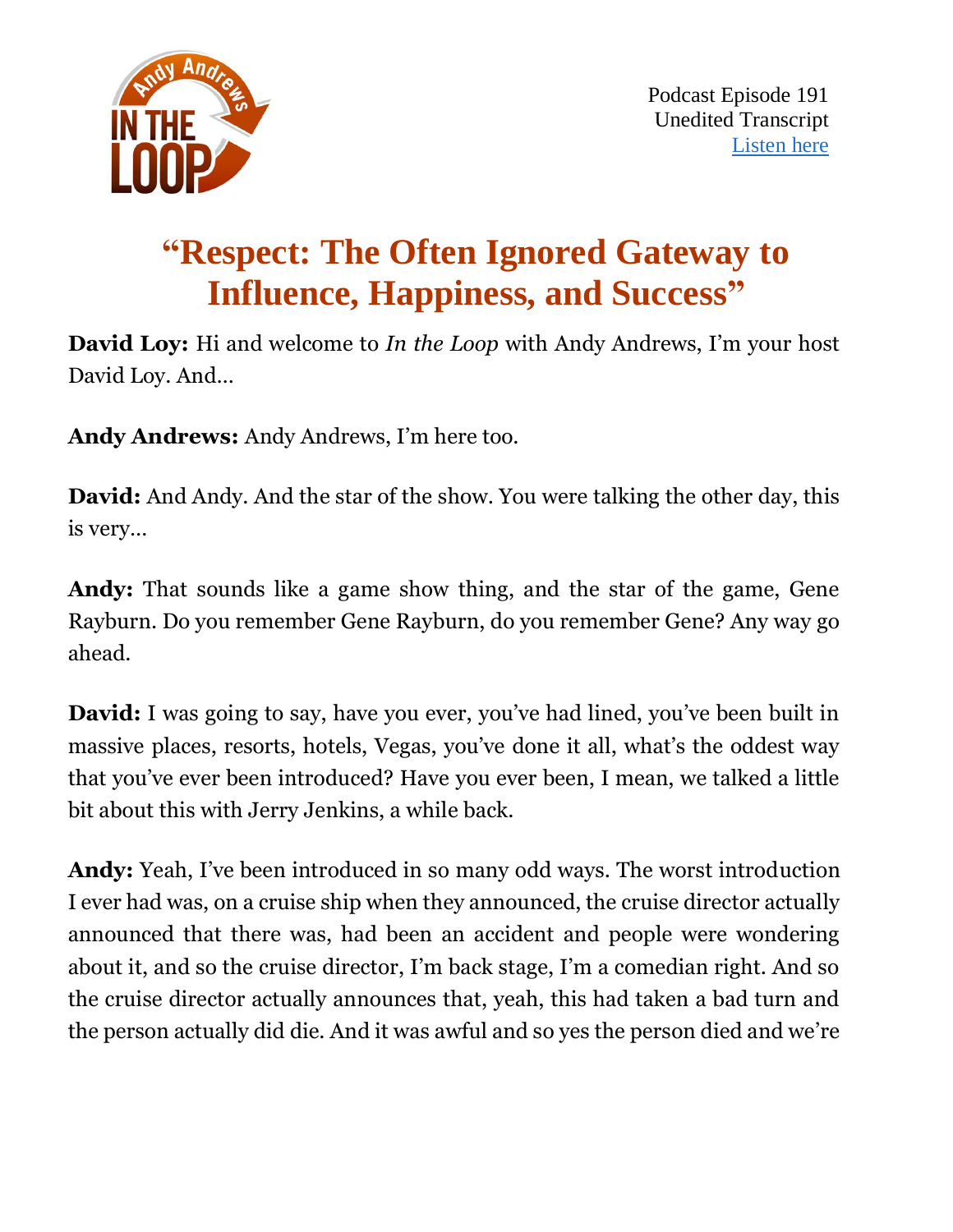Podcast Episode 191
Unedited Transcript
[Listen here]

# "Respect: The Often Ignored Gateway to Influence, Happiness, and Success"

**David Loy:** Hi and welcome to *In the Loop* with Andy Andrews, I'm your host David Loy. And…

**Andy Andrews:** Andy Andrews, I'm here too.

**David:** And Andy. And the star of the show. You were talking the other day, this is very…

**Andy:** That sounds like a game show thing, and the star of the game, Gene Rayburn. Do you remember Gene Rayburn, do you remember Gene? Any way go ahead.

**David:** I was going to say, have you ever, you've had lined, you've been built in massive places, resorts, hotels, Vegas, you've done it all, what's the oddest way that you've ever been introduced? Have you ever been, I mean, we talked a little bit about this with Jerry Jenkins, a while back.

**Andy:** Yeah, I've been introduced in so many odd ways. The worst introduction I ever had was, on a cruise ship when they announced, the cruise director actually announced that there was, had been an accident and people were wondering about it, and so the cruise director, I'm back stage, I'm a comedian right. And so the cruise director actually announces that, yeah, this had taken a bad turn and the person actually did die. And it was awful and so yes the person died and we're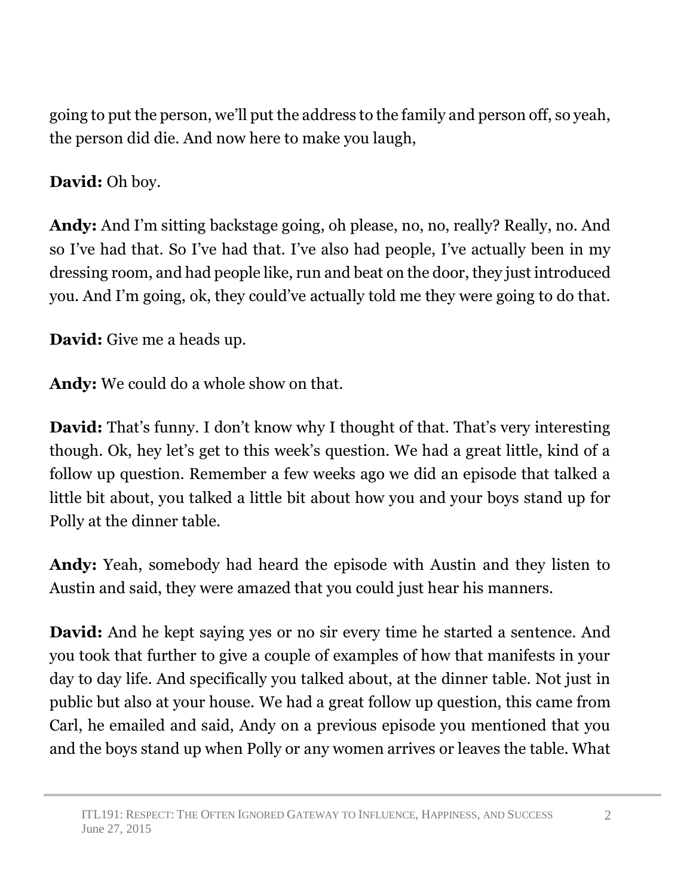going to put the person, we'll put the address to the family and person off, so yeah, the person did die. And now here to make you laugh,

**David:** Oh boy.

**Andy:** And I'm sitting backstage going, oh please, no, no, really? Really, no. And so I've had that. So I've had that. I've also had people, I've actually been in my dressing room, and had people like, run and beat on the door, they just introduced you. And I'm going, ok, they could've actually told me they were going to do that.

**David:** Give me a heads up.

**Andy:** We could do a whole show on that.

**David:** That's funny. I don't know why I thought of that. That's very interesting though. Ok, hey let's get to this week's question. We had a great little, kind of a follow up question. Remember a few weeks ago we did an episode that talked a little bit about, you talked a little bit about how you and your boys stand up for Polly at the dinner table.

**Andy:** Yeah, somebody had heard the episode with Austin and they listen to Austin and said, they were amazed that you could just hear his manners.

**David:** And he kept saying yes or no sir every time he started a sentence. And you took that further to give a couple of examples of how that manifests in your day to day life. And specifically you talked about, at the dinner table. Not just in public but also at your house. We had a great follow up question, this came from Carl, he emailed and said, Andy on a previous episode you mentioned that you and the boys stand up when Polly or any women arrives or leaves the table. What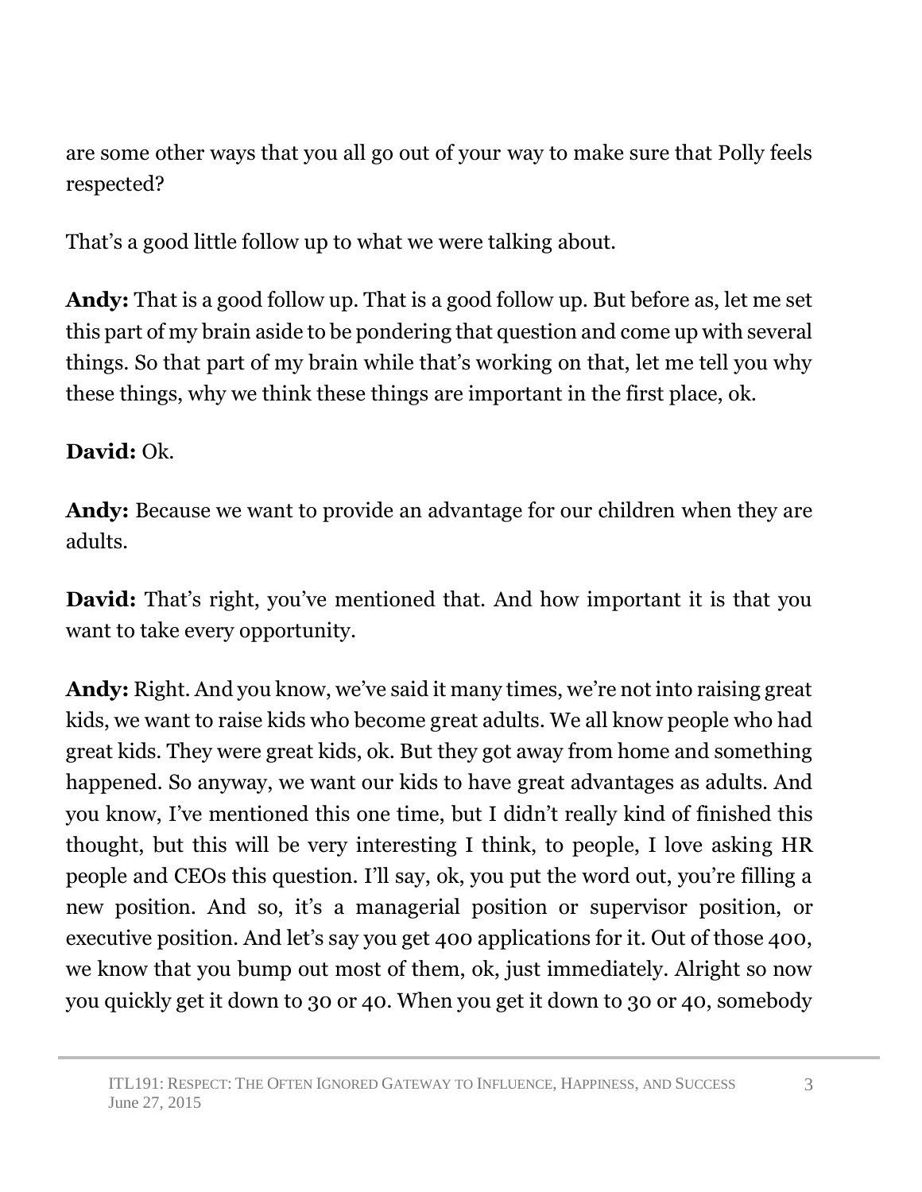are some other ways that you all go out of your way to make sure that Polly feels respected?

That's a good little follow up to what we were talking about.

**Andy:** That is a good follow up. That is a good follow up. But before as, let me set this part of my brain aside to be pondering that question and come up with several things. So that part of my brain while that's working on that, let me tell you why these things, why we think these things are important in the first place, ok.

**David:** Ok.

**Andy:** Because we want to provide an advantage for our children when they are adults.

**David:** That's right, you've mentioned that. And how important it is that you want to take every opportunity.

**Andy:** Right. And you know, we've said it many times, we're not into raising great kids, we want to raise kids who become great adults. We all know people who had great kids. They were great kids, ok. But they got away from home and something happened. So anyway, we want our kids to have great advantages as adults. And you know, I've mentioned this one time, but I didn't really kind of finished this thought, but this will be very interesting I think, to people, I love asking HR people and CEOs this question. I'll say, ok, you put the word out, you're filling a new position. And so, it's a managerial position or supervisor position, or executive position. And let's say you get 400 applications for it. Out of those 400, we know that you bump out most of them, ok, just immediately. Alright so now you quickly get it down to 30 or 40. When you get it down to 30 or 40, somebody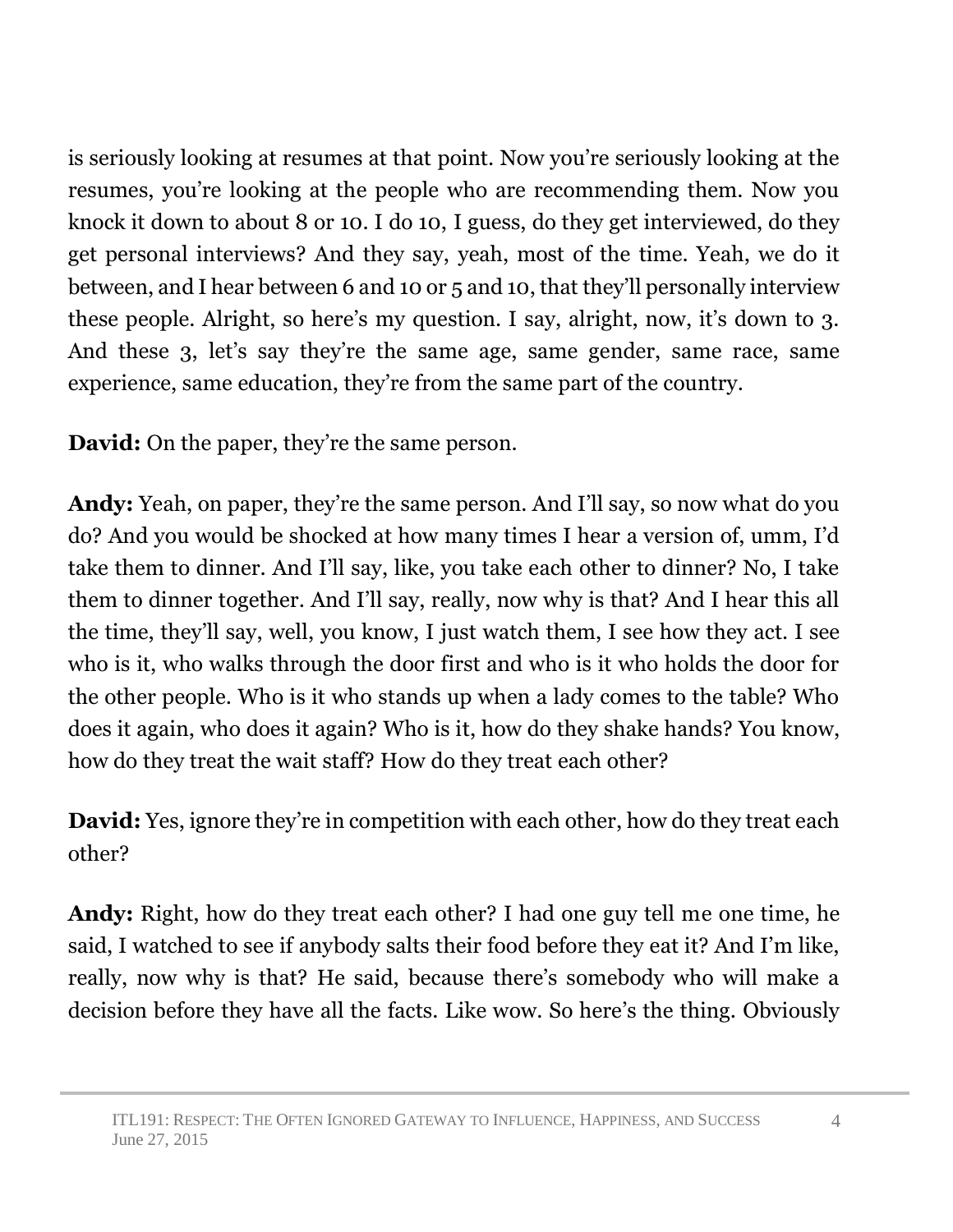is seriously looking at resumes at that point. Now you're seriously looking at the resumes, you're looking at the people who are recommending them. Now you knock it down to about 8 or 10. I do 10, I guess, do they get interviewed, do they get personal interviews? And they say, yeah, most of the time. Yeah, we do it between, and I hear between 6 and 10 or 5 and 10, that they'll personally interview these people. Alright, so here's my question. I say, alright, now, it's down to 3. And these 3, let's say they're the same age, same gender, same race, same experience, same education, they're from the same part of the country.

**David:** On the paper, they're the same person.

**Andy:** Yeah, on paper, they're the same person. And I'll say, so now what do you do? And you would be shocked at how many times I hear a version of, umm, I'd take them to dinner. And I'll say, like, you take each other to dinner? No, I take them to dinner together. And I'll say, really, now why is that? And I hear this all the time, they'll say, well, you know, I just watch them, I see how they act. I see who is it, who walks through the door first and who is it who holds the door for the other people. Who is it who stands up when a lady comes to the table? Who does it again, who does it again? Who is it, how do they shake hands? You know, how do they treat the wait staff? How do they treat each other?

**David:** Yes, ignore they're in competition with each other, how do they treat each other?

**Andy:** Right, how do they treat each other? I had one guy tell me one time, he said, I watched to see if anybody salts their food before they eat it? And I'm like, really, now why is that? He said, because there's somebody who will make a decision before they have all the facts. Like wow. So here's the thing. Obviously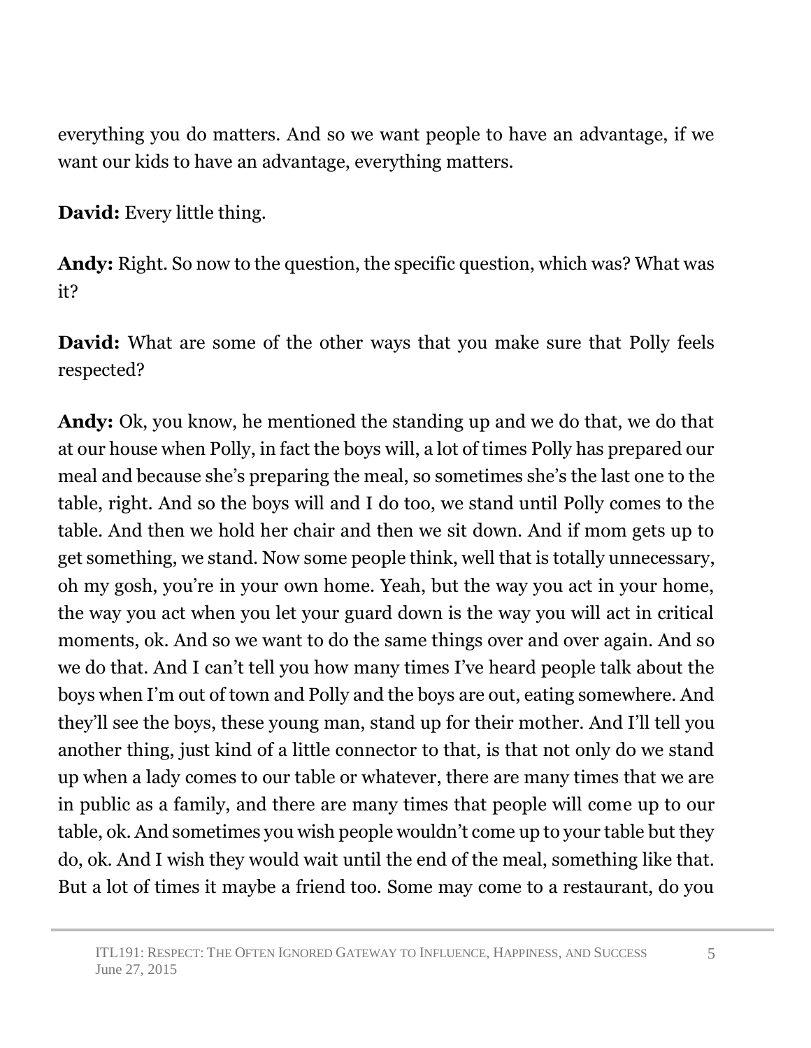everything you do matters. And so we want people to have an advantage, if we want our kids to have an advantage, everything matters.

**David:** Every little thing.

**Andy:** Right. So now to the question, the specific question, which was? What was it?

**David:** What are some of the other ways that you make sure that Polly feels respected?

**Andy:** Ok, you know, he mentioned the standing up and we do that, we do that at our house when Polly, in fact the boys will, a lot of times Polly has prepared our meal and because she's preparing the meal, so sometimes she's the last one to the table, right. And so the boys will and I do too, we stand until Polly comes to the table. And then we hold her chair and then we sit down. And if mom gets up to get something, we stand. Now some people think, well that is totally unnecessary, oh my gosh, you're in your own home. Yeah, but the way you act in your home, the way you act when you let your guard down is the way you will act in critical moments, ok. And so we want to do the same things over and over again. And so we do that. And I can't tell you how many times I've heard people talk about the boys when I'm out of town and Polly and the boys are out, eating somewhere. And they'll see the boys, these young man, stand up for their mother. And I'll tell you another thing, just kind of a little connector to that, is that not only do we stand up when a lady comes to our table or whatever, there are many times that we are in public as a family, and there are many times that people will come up to our table, ok. And sometimes you wish people wouldn't come up to your table but they do, ok. And I wish they would wait until the end of the meal, something like that. But a lot of times it maybe a friend too. Some may come to a restaurant, do you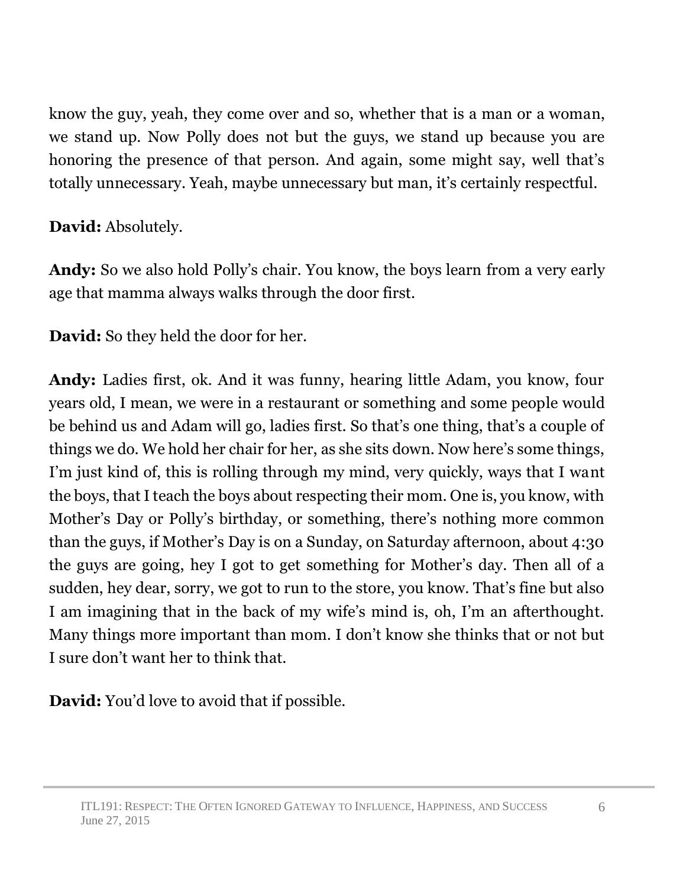know the guy, yeah, they come over and so, whether that is a man or a woman, we stand up. Now Polly does not but the guys, we stand up because you are honoring the presence of that person. And again, some might say, well that's totally unnecessary. Yeah, maybe unnecessary but man, it's certainly respectful.

**David:** Absolutely.

**Andy:** So we also hold Polly's chair. You know, the boys learn from a very early age that mamma always walks through the door first.

**David:** So they held the door for her.

**Andy:** Ladies first, ok. And it was funny, hearing little Adam, you know, four years old, I mean, we were in a restaurant or something and some people would be behind us and Adam will go, ladies first. So that's one thing, that's a couple of things we do. We hold her chair for her, as she sits down. Now here's some things, I'm just kind of, this is rolling through my mind, very quickly, ways that I want the boys, that I teach the boys about respecting their mom. One is, you know, with Mother's Day or Polly's birthday, or something, there's nothing more common than the guys, if Mother's Day is on a Sunday, on Saturday afternoon, about 4:30 the guys are going, hey I got to get something for Mother's day. Then all of a sudden, hey dear, sorry, we got to run to the store, you know. That's fine but also I am imagining that in the back of my wife's mind is, oh, I'm an afterthought. Many things more important than mom. I don't know she thinks that or not but I sure don't want her to think that.

**David:** You'd love to avoid that if possible.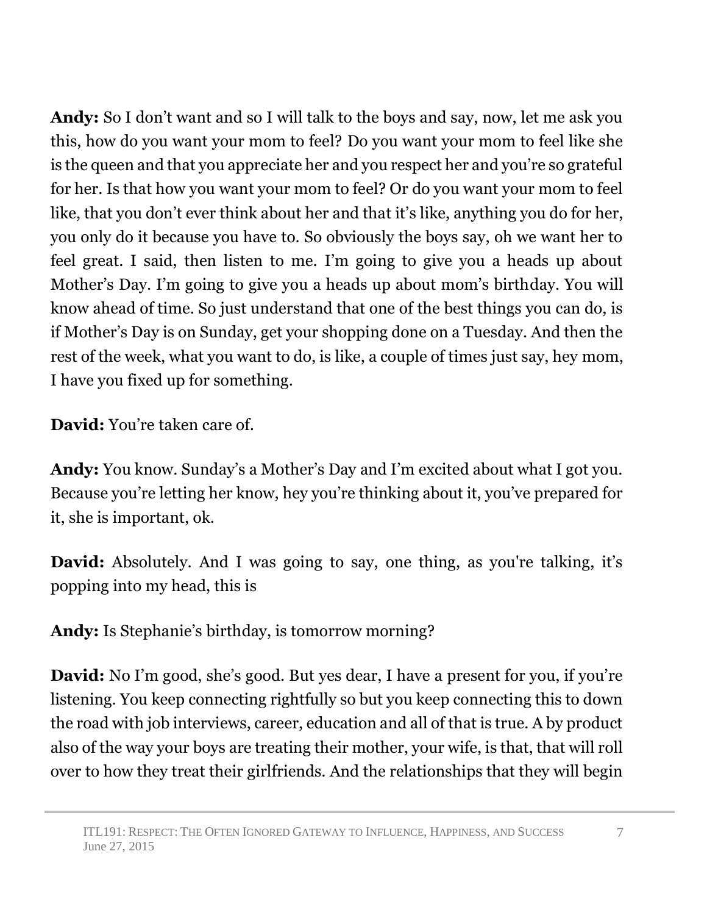**Andy:** So I don't want and so I will talk to the boys and say, now, let me ask you this, how do you want your mom to feel? Do you want your mom to feel like she is the queen and that you appreciate her and you respect her and you're so grateful for her. Is that how you want your mom to feel? Or do you want your mom to feel like, that you don't ever think about her and that it's like, anything you do for her, you only do it because you have to. So obviously the boys say, oh we want her to feel great. I said, then listen to me. I'm going to give you a heads up about Mother's Day. I'm going to give you a heads up about mom's birthday. You will know ahead of time. So just understand that one of the best things you can do, is if Mother's Day is on Sunday, get your shopping done on a Tuesday. And then the rest of the week, what you want to do, is like, a couple of times just say, hey mom, I have you fixed up for something.

**David:** You're taken care of.

**Andy:** You know. Sunday's a Mother's Day and I'm excited about what I got you. Because you're letting her know, hey you're thinking about it, you've prepared for it, she is important, ok.

**David:** Absolutely. And I was going to say, one thing, as you're talking, it's popping into my head, this is

**Andy:** Is Stephanie's birthday, is tomorrow morning?

**David:** No I'm good, she's good. But yes dear, I have a present for you, if you're listening. You keep connecting rightfully so but you keep connecting this to down the road with job interviews, career, education and all of that is true. A by product also of the way your boys are treating their mother, your wife, is that, that will roll over to how they treat their girlfriends. And the relationships that they will begin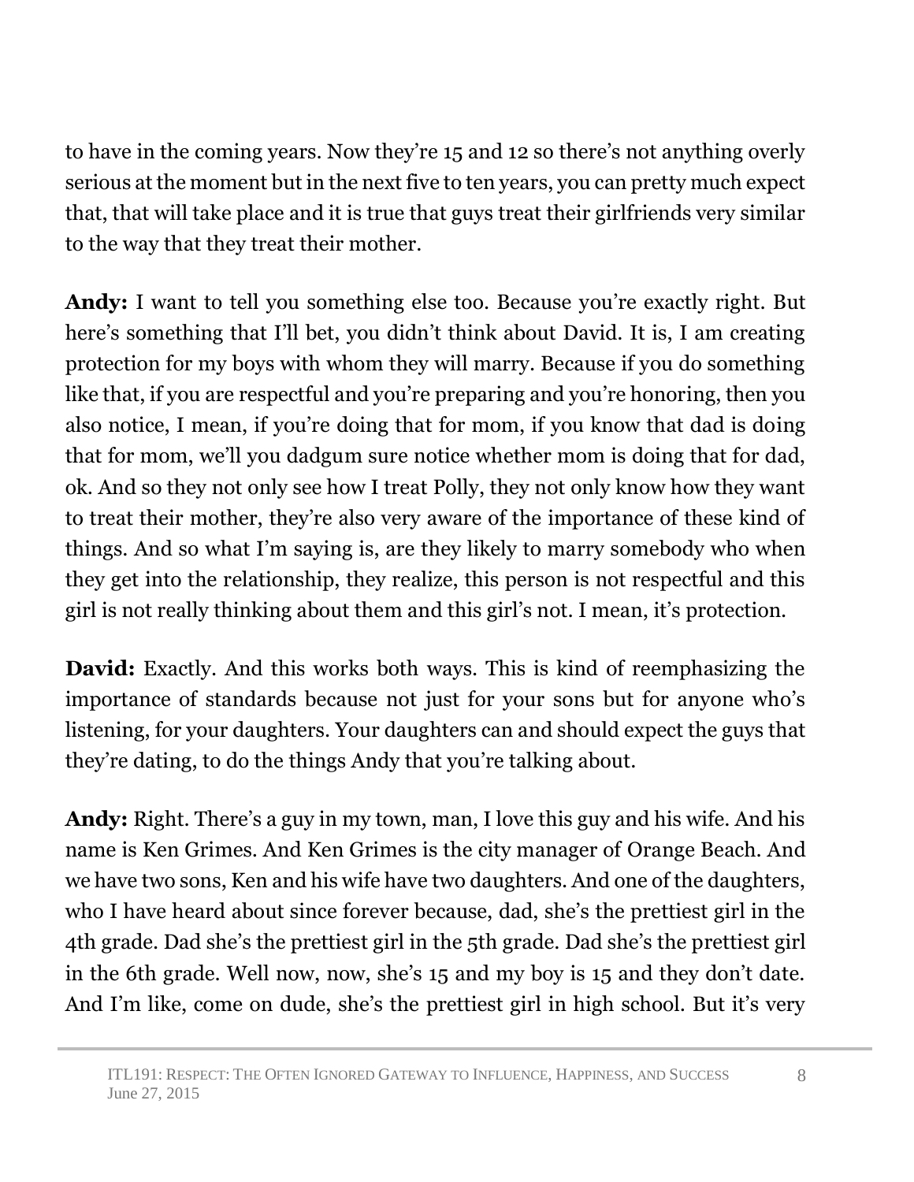to have in the coming years. Now they're 15 and 12 so there's not anything overly serious at the moment but in the next five to ten years, you can pretty much expect that, that will take place and it is true that guys treat their girlfriends very similar to the way that they treat their mother.

**Andy:** I want to tell you something else too. Because you're exactly right. But here's something that I'll bet, you didn't think about David. It is, I am creating protection for my boys with whom they will marry. Because if you do something like that, if you are respectful and you're preparing and you're honoring, then you also notice, I mean, if you're doing that for mom, if you know that dad is doing that for mom, we'll you dadgum sure notice whether mom is doing that for dad, ok. And so they not only see how I treat Polly, they not only know how they want to treat their mother, they're also very aware of the importance of these kind of things. And so what I'm saying is, are they likely to marry somebody who when they get into the relationship, they realize, this person is not respectful and this girl is not really thinking about them and this girl's not. I mean, it's protection.

**David:** Exactly. And this works both ways. This is kind of reemphasizing the importance of standards because not just for your sons but for anyone who's listening, for your daughters. Your daughters can and should expect the guys that they're dating, to do the things Andy that you're talking about.

**Andy:** Right. There's a guy in my town, man, I love this guy and his wife. And his name is Ken Grimes. And Ken Grimes is the city manager of Orange Beach. And we have two sons, Ken and his wife have two daughters. And one of the daughters, who I have heard about since forever because, dad, she's the prettiest girl in the 4th grade. Dad she's the prettiest girl in the 5th grade. Dad she's the prettiest girl in the 6th grade. Well now, now, she's 15 and my boy is 15 and they don't date. And I'm like, come on dude, she's the prettiest girl in high school. But it's very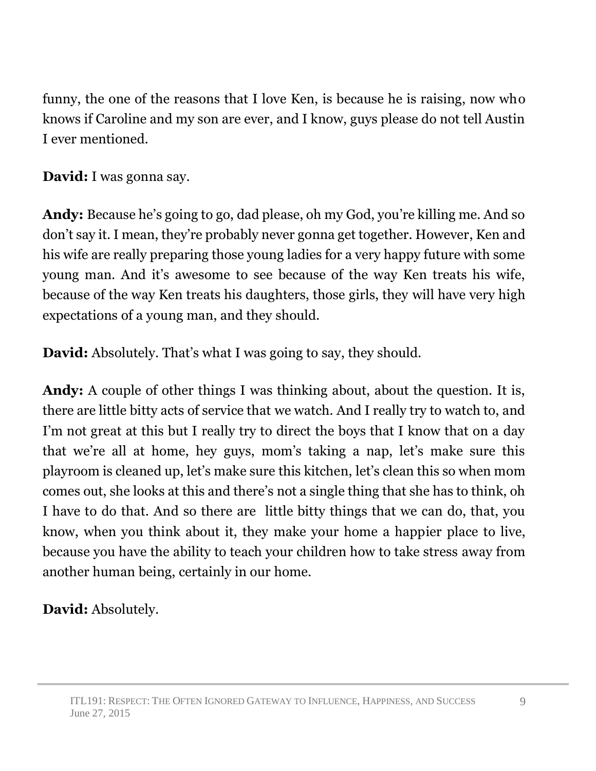funny, the one of the reasons that I love Ken, is because he is raising, now who knows if Caroline and my son are ever, and I know, guys please do not tell Austin I ever mentioned.

**David:** I was gonna say.

**Andy:** Because he's going to go, dad please, oh my God, you're killing me. And so don't say it. I mean, they're probably never gonna get together. However, Ken and his wife are really preparing those young ladies for a very happy future with some young man. And it's awesome to see because of the way Ken treats his wife, because of the way Ken treats his daughters, those girls, they will have very high expectations of a young man, and they should.

**David:** Absolutely. That's what I was going to say, they should.

**Andy:** A couple of other things I was thinking about, about the question. It is, there are little bitty acts of service that we watch. And I really try to watch to, and I'm not great at this but I really try to direct the boys that I know that on a day that we're all at home, hey guys, mom's taking a nap, let's make sure this playroom is cleaned up, let's make sure this kitchen, let's clean this so when mom comes out, she looks at this and there's not a single thing that she has to think, oh I have to do that. And so there are little bitty things that we can do, that, you know, when you think about it, they make your home a happier place to live, because you have the ability to teach your children how to take stress away from another human being, certainly in our home.

**David:** Absolutely.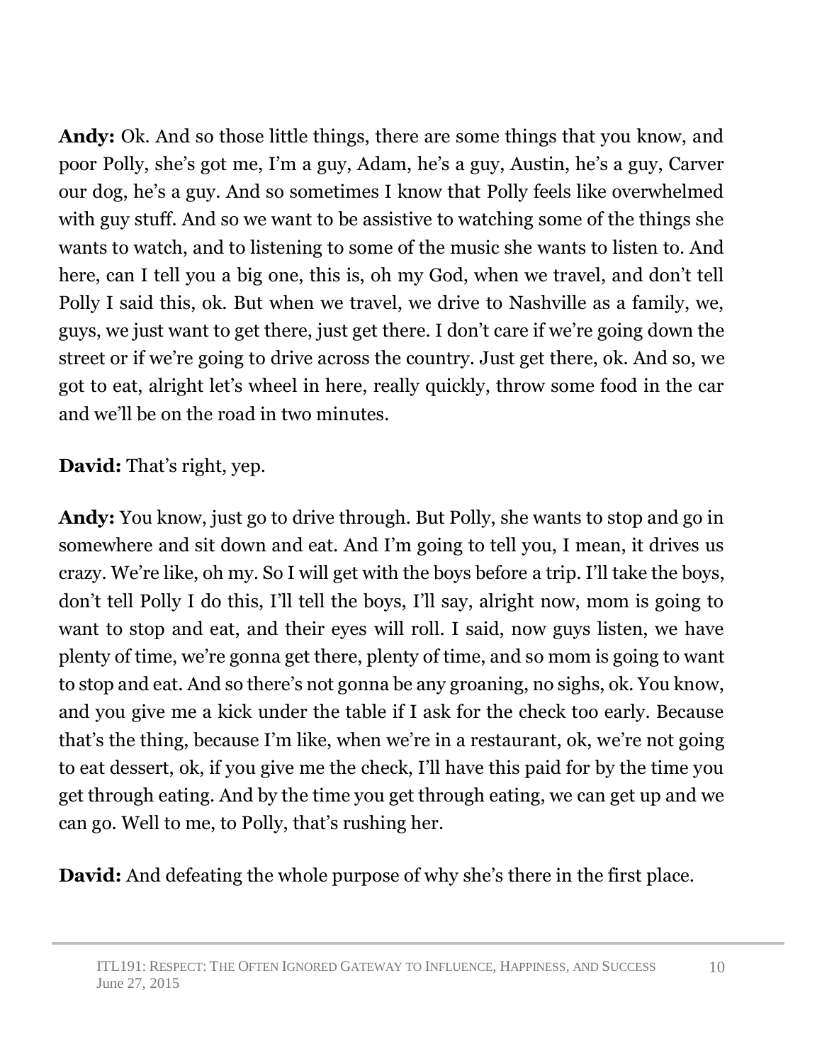**Andy:** Ok. And so those little things, there are some things that you know, and poor Polly, she's got me, I'm a guy, Adam, he's a guy, Austin, he's a guy, Carver our dog, he's a guy. And so sometimes I know that Polly feels like overwhelmed with guy stuff. And so we want to be assistive to watching some of the things she wants to watch, and to listening to some of the music she wants to listen to. And here, can I tell you a big one, this is, oh my God, when we travel, and don't tell Polly I said this, ok. But when we travel, we drive to Nashville as a family, we, guys, we just want to get there, just get there. I don't care if we're going down the street or if we're going to drive across the country. Just get there, ok. And so, we got to eat, alright let's wheel in here, really quickly, throw some food in the car and we'll be on the road in two minutes.

**David:** That's right, yep.

**Andy:** You know, just go to drive through. But Polly, she wants to stop and go in somewhere and sit down and eat. And I'm going to tell you, I mean, it drives us crazy. We're like, oh my. So I will get with the boys before a trip. I'll take the boys, don't tell Polly I do this, I'll tell the boys, I'll say, alright now, mom is going to want to stop and eat, and their eyes will roll. I said, now guys listen, we have plenty of time, we're gonna get there, plenty of time, and so mom is going to want to stop and eat. And so there's not gonna be any groaning, no sighs, ok. You know, and you give me a kick under the table if I ask for the check too early. Because that's the thing, because I'm like, when we're in a restaurant, ok, we're not going to eat dessert, ok, if you give me the check, I'll have this paid for by the time you get through eating. And by the time you get through eating, we can get up and we can go. Well to me, to Polly, that's rushing her.

**David:** And defeating the whole purpose of why she's there in the first place.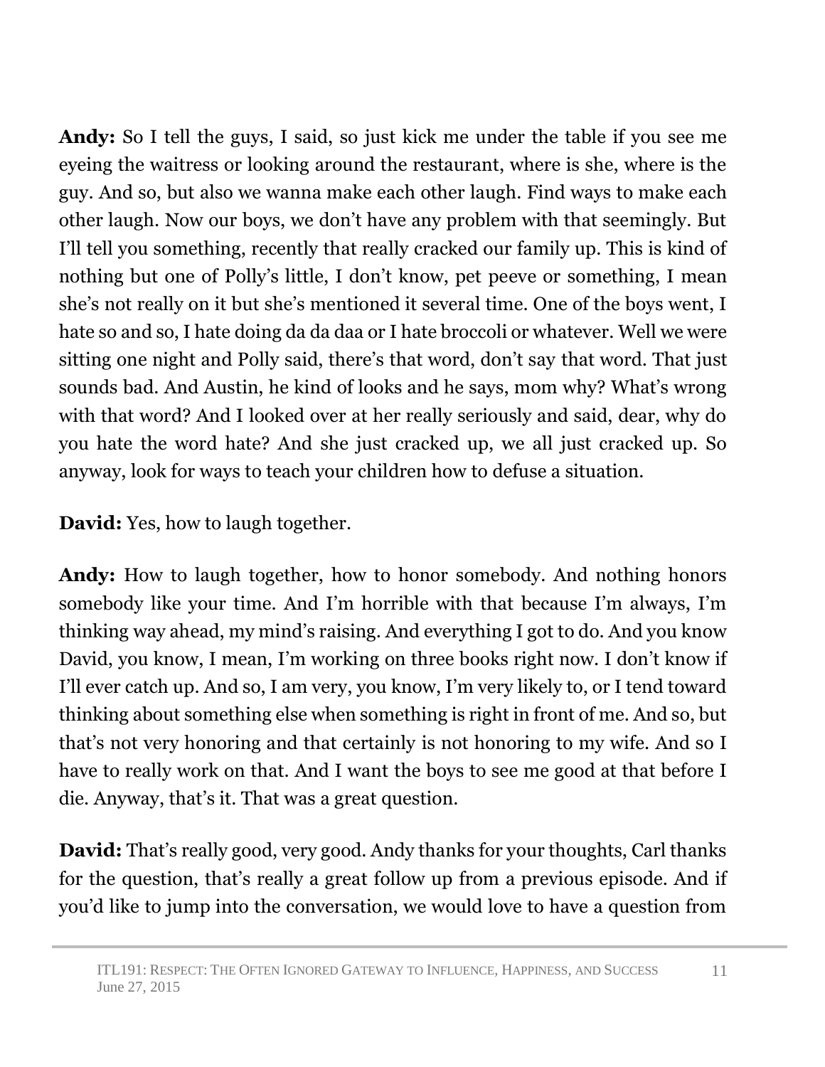**Andy:** So I tell the guys, I said, so just kick me under the table if you see me eyeing the waitress or looking around the restaurant, where is she, where is the guy. And so, but also we wanna make each other laugh. Find ways to make each other laugh. Now our boys, we don't have any problem with that seemingly. But I'll tell you something, recently that really cracked our family up. This is kind of nothing but one of Polly's little, I don't know, pet peeve or something, I mean she's not really on it but she's mentioned it several time. One of the boys went, I hate so and so, I hate doing da da daa or I hate broccoli or whatever. Well we were sitting one night and Polly said, there's that word, don't say that word. That just sounds bad. And Austin, he kind of looks and he says, mom why? What's wrong with that word? And I looked over at her really seriously and said, dear, why do you hate the word hate? And she just cracked up, we all just cracked up. So anyway, look for ways to teach your children how to defuse a situation.

**David:** Yes, how to laugh together.

**Andy:** How to laugh together, how to honor somebody. And nothing honors somebody like your time. And I'm horrible with that because I'm always, I'm thinking way ahead, my mind's raising. And everything I got to do. And you know David, you know, I mean, I'm working on three books right now. I don't know if I'll ever catch up. And so, I am very, you know, I'm very likely to, or I tend toward thinking about something else when something is right in front of me. And so, but that's not very honoring and that certainly is not honoring to my wife. And so I have to really work on that. And I want the boys to see me good at that before I die. Anyway, that's it. That was a great question.

**David:** That's really good, very good. Andy thanks for your thoughts, Carl thanks for the question, that's really a great follow up from a previous episode. And if you'd like to jump into the conversation, we would love to have a question from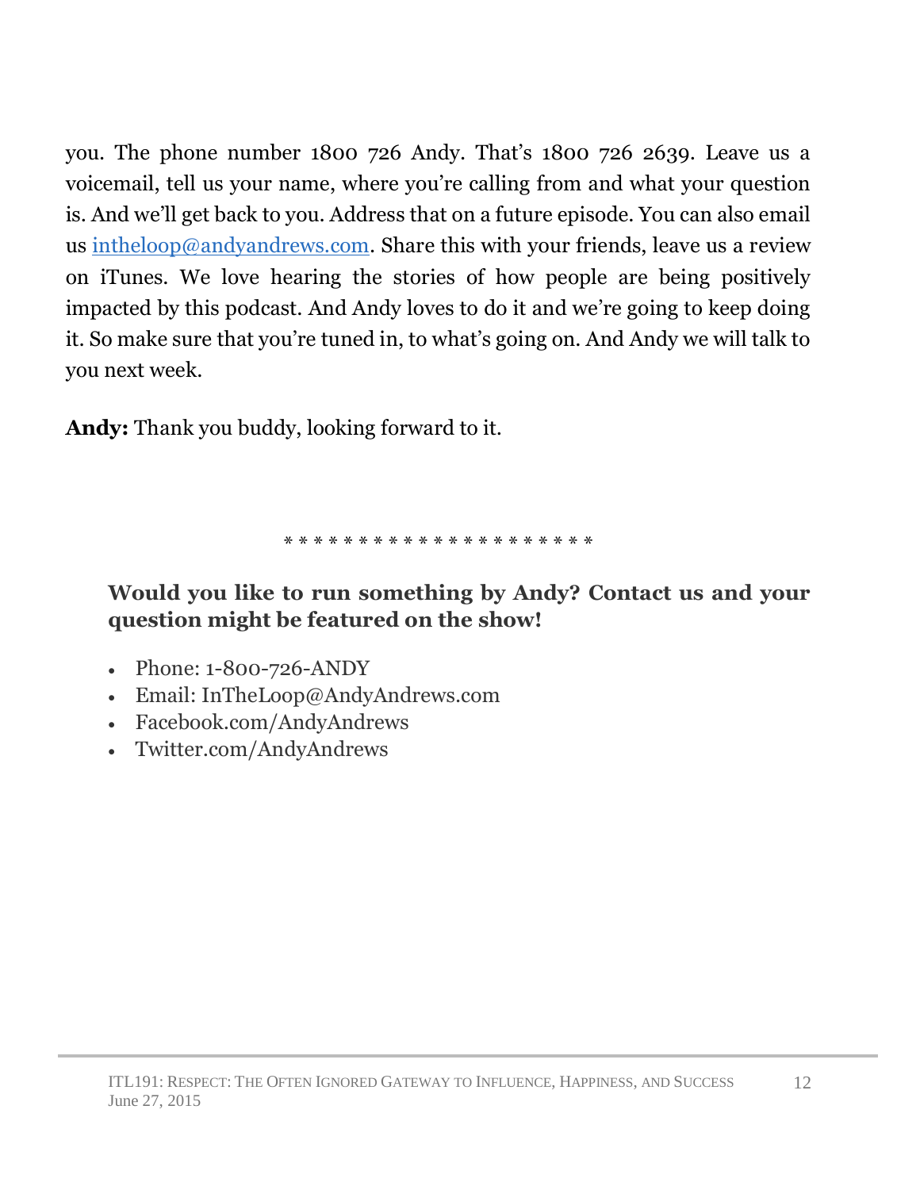you. The phone number 1800 726 Andy. That's 1800 726 2639. Leave us a voicemail, tell us your name, where you're calling from and what your question is. And we'll get back to you. Address that on a future episode. You can also email us intheloop@andyandrews.com. Share this with your friends, leave us a review on iTunes. We love hearing the stories of how people are being positively impacted by this podcast. And Andy loves to do it and we're going to keep doing it. So make sure that you're tuned in, to what's going on. And Andy we will talk to you next week.

**Andy:** Thank you buddy, looking forward to it.

* * * * * * * * * * * * * * * * * * * * *

**Would you like to run something by Andy? Contact us and your question might be featured on the show!**

- Phone: 1-800-726-ANDY
- Email: InTheLoop@AndyAndrews.com
- Facebook.com/AndyAndrews
- Twitter.com/AndyAndrews